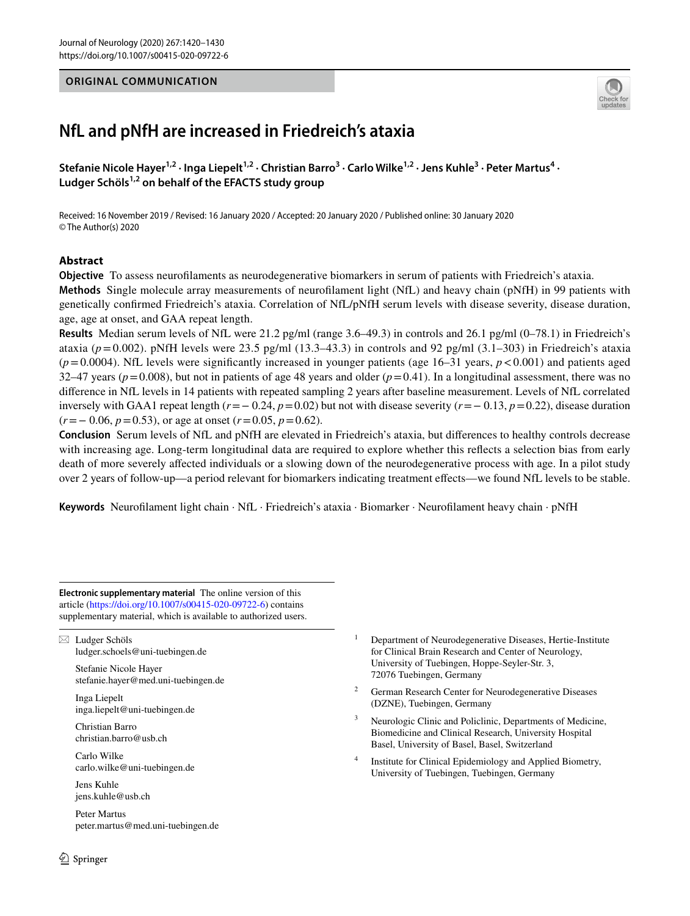ORIGINAL COMMUNICATION

# NfL and pNfH are increased in Friedreich's ataxia

**Stefanie Nicole Hayer[1,2] · Inga Liepelt[1,2] · Christian Barro[3] · Carlo Wilke[1,2] · Jens Kuhle[3] · Peter Martus[4] · Ludger Schöls[1,2] on behalf of the EFACTS study group**

Received: 16 November 2019 / Revised: 16 January 2020 / Accepted: 20 January 2020 / Published online: 30 January 2020
© The Author(s) 2020

## Abstract

**Objective** To assess neurofilaments as neurodegenerative biomarkers in serum of patients with Friedreich's ataxia.

**Methods** Single molecule array measurements of neurofilament light (NfL) and heavy chain (pNfH) in 99 patients with genetically confirmed Friedreich's ataxia. Correlation of NfL/pNfH serum levels with disease severity, disease duration, age, age at onset, and GAA repeat length.

**Results** Median serum levels of NfL were 21.2 pg/ml (range 3.6–49.3) in controls and 26.1 pg/ml (0–78.1) in Friedreich's ataxia ($p = 0.002$). pNfH levels were 23.5 pg/ml (13.3–43.3) in controls and 92 pg/ml (3.1–303) in Friedreich's ataxia ($p = 0.0004$). NfL levels were significantly increased in younger patients (age 16–31 years, $p < 0.001$) and patients aged 32–47 years ($p = 0.008$), but not in patients of age 48 years and older ($p = 0.41$). In a longitudinal assessment, there was no difference in NfL levels in 14 patients with repeated sampling 2 years after baseline measurement. Levels of NfL correlated inversely with GAA1 repeat length ($r = -0.24$, $p = 0.02$) but not with disease severity ($r = -0.13$, $p = 0.22$), disease duration ($r = -0.06$, $p = 0.53$), or age at onset ($r = 0.05$, $p = 0.62$).

**Conclusion** Serum levels of NfL and pNfH are elevated in Friedreich's ataxia, but differences to healthy controls decrease with increasing age. Long-term longitudinal data are required to explore whether this reflects a selection bias from early death of more severely affected individuals or a slowing down of the neurodegenerative process with age. In a pilot study over 2 years of follow-up—a period relevant for biomarkers indicating treatment effects—we found NfL levels to be stable.

**Keywords** Neurofilament light chain · NfL · Friedreich's ataxia · Biomarker · Neurofilament heavy chain · pNfH

---

**Electronic supplementary material** The online version of this article (https://doi.org/10.1007/s00415-020-09722-6) contains supplementary material, which is available to authorized users.

✉ Ludger Schöls
ludger.schoels@uni-tuebingen.de

Stefanie Nicole Hayer
stefanie.hayer@med.uni-tuebingen.de

Inga Liepelt
inga.liepelt@uni-tuebingen.de

Christian Barro
christian.barro@usb.ch

Carlo Wilke
carlo.wilke@uni-tuebingen.de

Jens Kuhle
jens.kuhle@usb.ch

Peter Martus
peter.martus@med.uni-tuebingen.de

[1] Department of Neurodegenerative Diseases, Hertie-Institute for Clinical Brain Research and Center of Neurology, University of Tuebingen, Hoppe-Seyler-Str. 3, 72076 Tuebingen, Germany

[2] German Research Center for Neurodegenerative Diseases (DZNE), Tuebingen, Germany

[3] Neurologic Clinic and Policlinic, Departments of Medicine, Biomedicine and Clinical Research, University Hospital Basel, University of Basel, Basel, Switzerland

[4] Institute for Clinical Epidemiology and Applied Biometry, University of Tuebingen, Tuebingen, Germany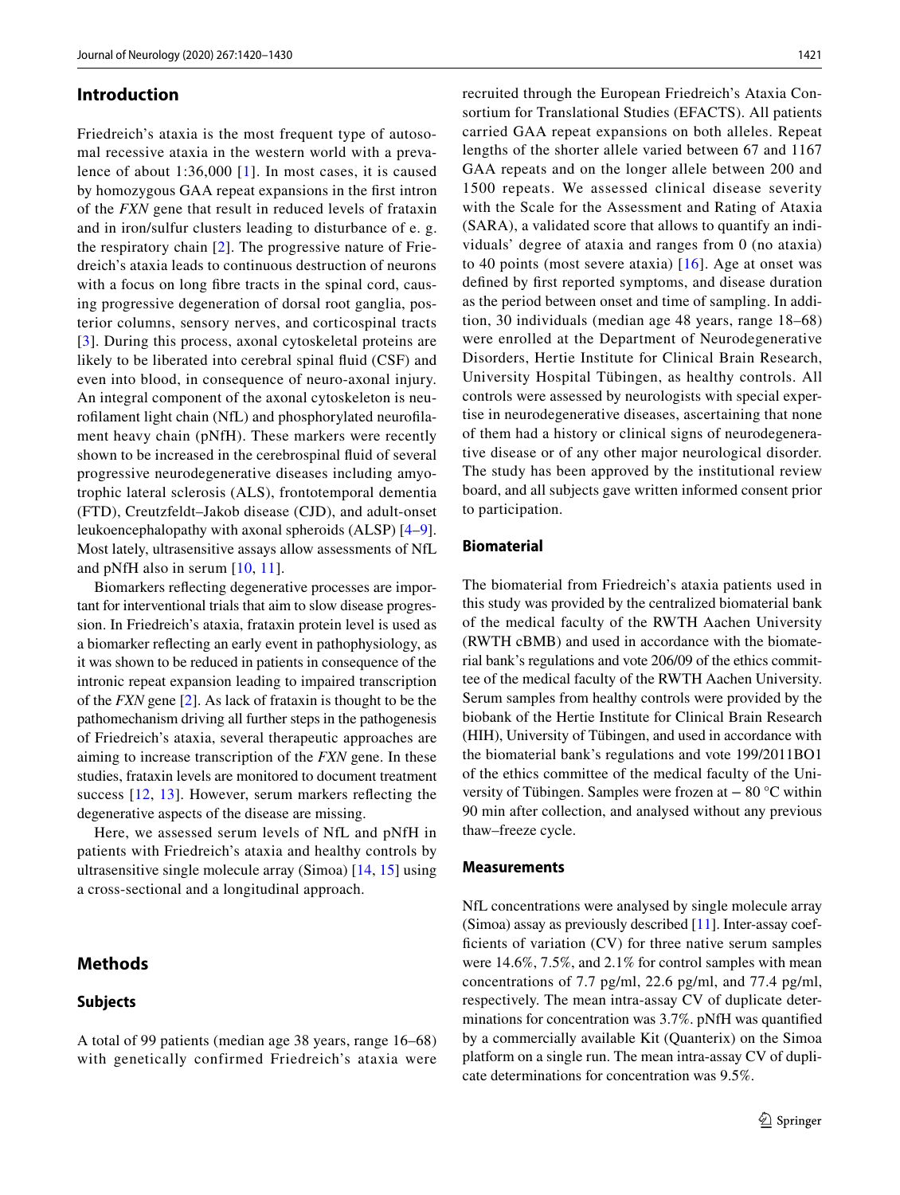## Introduction

Friedreich's ataxia is the most frequent type of autosomal recessive ataxia in the western world with a prevalence of about 1:36,000 [1]. In most cases, it is caused by homozygous GAA repeat expansions in the first intron of the *FXN* gene that result in reduced levels of frataxin and in iron/sulfur clusters leading to disturbance of e. g. the respiratory chain [2]. The progressive nature of Friedreich's ataxia leads to continuous destruction of neurons with a focus on long fibre tracts in the spinal cord, causing progressive degeneration of dorsal root ganglia, posterior columns, sensory nerves, and corticospinal tracts [3]. During this process, axonal cytoskeletal proteins are likely to be liberated into cerebral spinal fluid (CSF) and even into blood, in consequence of neuro-axonal injury. An integral component of the axonal cytoskeleton is neurofilament light chain (NfL) and phosphorylated neurofilament heavy chain (pNfH). These markers were recently shown to be increased in the cerebrospinal fluid of several progressive neurodegenerative diseases including amyotrophic lateral sclerosis (ALS), frontotemporal dementia (FTD), Creutzfeldt–Jakob disease (CJD), and adult-onset leukoencephalopathy with axonal spheroids (ALSP) [4–9]. Most lately, ultrasensitive assays allow assessments of NfL and pNfH also in serum [10, 11].

Biomarkers reflecting degenerative processes are important for interventional trials that aim to slow disease progression. In Friedreich's ataxia, frataxin protein level is used as a biomarker reflecting an early event in pathophysiology, as it was shown to be reduced in patients in consequence of the intronic repeat expansion leading to impaired transcription of the *FXN* gene [2]. As lack of frataxin is thought to be the pathomechanism driving all further steps in the pathogenesis of Friedreich's ataxia, several therapeutic approaches are aiming to increase transcription of the *FXN* gene. In these studies, frataxin levels are monitored to document treatment success [12, 13]. However, serum markers reflecting the degenerative aspects of the disease are missing.

Here, we assessed serum levels of NfL and pNfH in patients with Friedreich's ataxia and healthy controls by ultrasensitive single molecule array (Simoa) [14, 15] using a cross-sectional and a longitudinal approach.

## Methods

### Subjects

A total of 99 patients (median age 38 years, range 16–68) with genetically confirmed Friedreich's ataxia were recruited through the European Friedreich's Ataxia Consortium for Translational Studies (EFACTS). All patients carried GAA repeat expansions on both alleles. Repeat lengths of the shorter allele varied between 67 and 1167 GAA repeats and on the longer allele between 200 and 1500 repeats. We assessed clinical disease severity with the Scale for the Assessment and Rating of Ataxia (SARA), a validated score that allows to quantify an individuals' degree of ataxia and ranges from 0 (no ataxia) to 40 points (most severe ataxia) [16]. Age at onset was defined by first reported symptoms, and disease duration as the period between onset and time of sampling. In addition, 30 individuals (median age 48 years, range 18–68) were enrolled at the Department of Neurodegenerative Disorders, Hertie Institute for Clinical Brain Research, University Hospital Tübingen, as healthy controls. All controls were assessed by neurologists with special expertise in neurodegenerative diseases, ascertaining that none of them had a history or clinical signs of neurodegenerative disease or of any other major neurological disorder. The study has been approved by the institutional review board, and all subjects gave written informed consent prior to participation.

### Biomaterial

The biomaterial from Friedreich's ataxia patients used in this study was provided by the centralized biomaterial bank of the medical faculty of the RWTH Aachen University (RWTH cBMB) and used in accordance with the biomaterial bank's regulations and vote 206/09 of the ethics committee of the medical faculty of the RWTH Aachen University. Serum samples from healthy controls were provided by the biobank of the Hertie Institute for Clinical Brain Research (HIH), University of Tübingen, and used in accordance with the biomaterial bank's regulations and vote 199/2011BO1 of the ethics committee of the medical faculty of the University of Tübingen. Samples were frozen at − 80 °C within 90 min after collection, and analysed without any previous thaw–freeze cycle.

### Measurements

NfL concentrations were analysed by single molecule array (Simoa) assay as previously described [11]. Inter-assay coefficients of variation (CV) for three native serum samples were 14.6%, 7.5%, and 2.1% for control samples with mean concentrations of 7.7 pg/ml, 22.6 pg/ml, and 77.4 pg/ml, respectively. The mean intra-assay CV of duplicate determinations for concentration was 3.7%. pNfH was quantified by a commercially available Kit (Quanterix) on the Simoa platform on a single run. The mean intra-assay CV of duplicate determinations for concentration was 9.5%.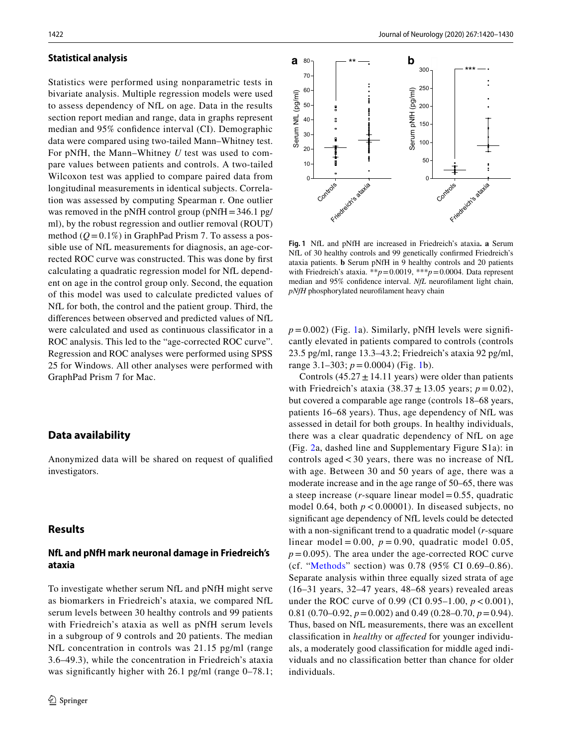### Statistical analysis

Statistics were performed using nonparametric tests in bivariate analysis. Multiple regression models were used to assess dependency of NfL on age. Data in the results section report median and range, data in graphs represent median and 95% confidence interval (CI). Demographic data were compared using two-tailed Mann–Whitney test. For pNfH, the Mann–Whitney $U$ test was used to compare values between patients and controls. A two-tailed Wilcoxon test was applied to compare paired data from longitudinal measurements in identical subjects. Correlation was assessed by computing Spearman r. One outlier was removed in the pNfH control group (pNfH = 346.1 pg/ml), by the robust regression and outlier removal (ROUT) method ($Q = 0.1\%$) in GraphPad Prism 7. To assess a possible use of NfL measurements for diagnosis, an age-corrected ROC curve was constructed. This was done by first calculating a quadratic regression model for NfL dependent on age in the control group only. Second, the equation of this model was used to calculate predicted values of NfL for both, the control and the patient group. Third, the differences between observed and predicted values of NfL were calculated and used as continuous classificator in a ROC analysis. This led to the "age-corrected ROC curve". Regression and ROC analyses were performed using SPSS 25 for Windows. All other analyses were performed with GraphPad Prism 7 for Mac.

## Data availability

Anonymized data will be shared on request of qualified investigators.

## Results

### NfL and pNfH mark neuronal damage in Friedreich's ataxia

To investigate whether serum NfL and pNfH might serve as biomarkers in Friedreich's ataxia, we compared NfL serum levels between 30 healthy controls and 99 patients with Friedreich's ataxia as well as pNfH serum levels in a subgroup of 9 controls and 20 patients. The median NfL concentration in controls was 21.15 pg/ml (range 3.6–49.3), while the concentration in Friedreich's ataxia was significantly higher with 26.1 pg/ml (range 0–78.1; $p = 0.002$) (Fig. 1a). Similarly, pNfH levels were significantly elevated in patients compared to controls (controls 23.5 pg/ml, range 13.3–43.2; Friedreich's ataxia 92 pg/ml, range 3.1–303; $p = 0.0004$) (Fig. 1b).

**Fig. 1** NfL and pNfH are increased in Friedreich's ataxia. **a** Serum NfL of 30 healthy controls and 99 genetically confirmed Friedreich's ataxia patients. **b** Serum pNfH in 9 healthy controls and 20 patients with Friedreich's ataxia. **$p = 0.0019$, ***$p = 0.0004$. Data represent median and 95% confidence interval. *NfL* neurofilament light chain, *pNfH* phosphorylated neurofilament heavy chain

Controls (45.27 ± 14.11 years) were older than patients with Friedreich's ataxia (38.37 ± 13.05 years; $p = 0.02$), but covered a comparable age range (controls 18–68 years, patients 16–68 years). Thus, age dependency of NfL was assessed in detail for both groups. In healthy individuals, there was a clear quadratic dependency of NfL on age (Fig. 2a, dashed line and Supplementary Figure S1a): in controls aged < 30 years, there was no increase of NfL with age. Between 30 and 50 years of age, there was a moderate increase and in the age range of 50–65, there was a steep increase ($r$-square linear model = 0.55, quadratic model 0.64, both $p < 0.00001$). In diseased subjects, no significant age dependency of NfL levels could be detected with a non-significant trend to a quadratic model ($r$-square linear model = 0.00, $p = 0.90$, quadratic model 0.05, $p = 0.095$). The area under the age-corrected ROC curve (cf. "Methods" section) was 0.78 (95% CI 0.69–0.86). Separate analysis within three equally sized strata of age (16–31 years, 32–47 years, 48–68 years) revealed areas under the ROC curve of 0.99 (CI 0.95–1.00, $p < 0.001$), 0.81 (0.70–0.92, $p = 0.002$) and 0.49 (0.28–0.70, $p = 0.94$). Thus, based on NfL measurements, there was an excellent classification in *healthy* or *affected* for younger individuals, a moderately good classification for middle aged individuals and no classification better than chance for older individuals.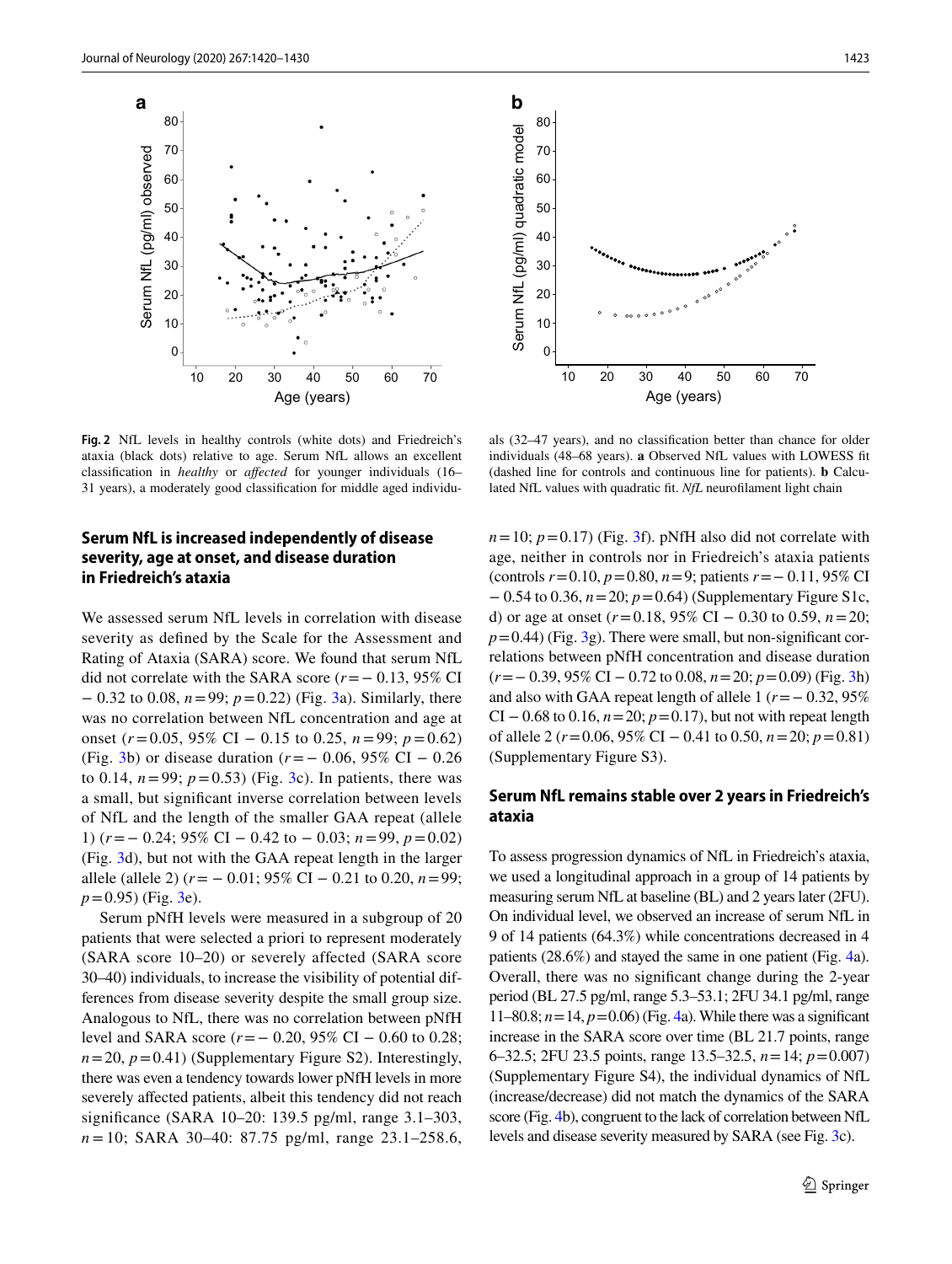**Fig. 2** NfL levels in healthy controls (white dots) and Friedreich's ataxia (black dots) relative to age. Serum NfL allows an excellent classification in *healthy* or *affected* for younger individuals (16–31 years), a moderately good classification for middle aged individuals (32–47 years), and no classification better than chance for older individuals (48–68 years). **a** Observed NfL values with LOWESS fit (dashed line for controls and continuous line for patients). **b** Calculated NfL values with quadratic fit. *NfL* neurofilament light chain

## Serum NfL is increased independently of disease severity, age at onset, and disease duration in Friedreich's ataxia

We assessed serum NfL levels in correlation with disease severity as defined by the Scale for the Assessment and Rating of Ataxia (SARA) score. We found that serum NfL did not correlate with the SARA score ($r = -0.13$, 95% CI $-0.32$ to 0.08, $n = 99$; $p = 0.22$) (Fig. 3a). Similarly, there was no correlation between NfL concentration and age at onset ($r = 0.05$, 95% CI $-0.15$ to 0.25, $n = 99$; $p = 0.62$) (Fig. 3b) or disease duration ($r = -0.06$, 95% CI $-0.26$ to 0.14, $n = 99$; $p = 0.53$) (Fig. 3c). In patients, there was a small, but significant inverse correlation between levels of NfL and the length of the smaller GAA repeat (allele 1) ($r = -0.24$; 95% CI $-0.42$ to $-0.03$; $n = 99$, $p = 0.02$) (Fig. 3d), but not with the GAA repeat length in the larger allele (allele 2) ($r = -0.01$; 95% CI $-0.21$ to 0.20, $n = 99$; $p = 0.95$) (Fig. 3e).

Serum pNfH levels were measured in a subgroup of 20 patients that were selected a priori to represent moderately (SARA score 10–20) or severely affected (SARA score 30–40) individuals, to increase the visibility of potential differences from disease severity despite the small group size. Analogous to NfL, there was no correlation between pNfH level and SARA score ($r = -0.20$, 95% CI $-0.60$ to 0.28; $n = 20$, $p = 0.41$) (Supplementary Figure S2). Interestingly, there was even a tendency towards lower pNfH levels in more severely affected patients, albeit this tendency did not reach significance (SARA 10–20: 139.5 pg/ml, range 3.1–303, $n = 10$; SARA 30–40: 87.75 pg/ml, range 23.1–258.6, $n = 10$; $p = 0.17$) (Fig. 3f). pNfH also did not correlate with age, neither in controls nor in Friedreich's ataxia patients (controls $r = 0.10$, $p = 0.80$, $n = 9$; patients $r = -0.11$, 95% CI $-0.54$ to 0.36, $n = 20$; $p = 0.64$) (Supplementary Figure S1c, d) or age at onset ($r = 0.18$, 95% CI $-0.30$ to 0.59, $n = 20$; $p = 0.44$) (Fig. 3g). There were small, but non-significant correlations between pNfH concentration and disease duration ($r = -0.39$, 95% CI $-0.72$ to 0.08, $n = 20$; $p = 0.09$) (Fig. 3h) and also with GAA repeat length of allele 1 ($r = -0.32$, 95% CI $-0.68$ to 0.16, $n = 20$, $p = 0.17$), but not with repeat length of allele 2 ($r = 0.06$, 95% CI $-0.41$ to 0.50, $n = 20$; $p = 0.81$) (Supplementary Figure S3).

## Serum NfL remains stable over 2 years in Friedreich's ataxia

To assess progression dynamics of NfL in Friedreich's ataxia, we used a longitudinal approach in a group of 14 patients by measuring serum NfL at baseline (BL) and 2 years later (2FU). On individual level, we observed an increase of serum NfL in 9 of 14 patients (64.3%) while concentrations decreased in 4 patients (28.6%) and stayed the same in one patient (Fig. 4a). Overall, there was no significant change during the 2-year period (BL 27.5 pg/ml, range 5.3–53.1; 2FU 34.1 pg/ml, range 11–80.8; $n = 14$, $p = 0.06$) (Fig. 4a). While there was a significant increase in the SARA score over time (BL 21.7 points, range 6–32.5; 2FU 23.5 points, range 13.5–32.5, $n = 14$; $p = 0.007$) (Supplementary Figure S4), the individual dynamics of NfL (increase/decrease) did not match the dynamics of the SARA score (Fig. 4b), congruent to the lack of correlation between NfL levels and disease severity measured by SARA (see Fig. 3c).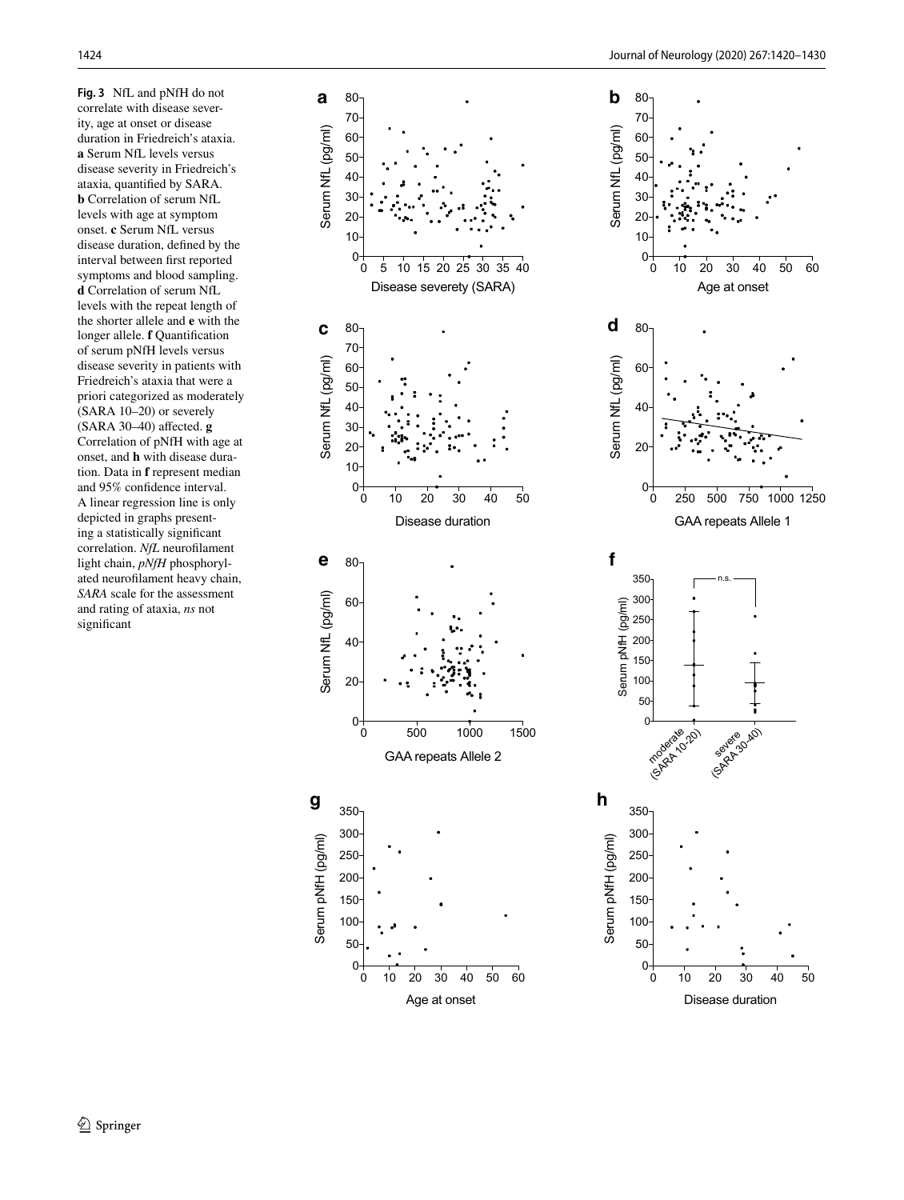**Fig. 3** NfL and pNfH do not correlate with disease severity, age at onset or disease duration in Friedreich's ataxia. **a** Serum NfL levels versus disease severity in Friedreich's ataxia, quantified by SARA. **b** Correlation of serum NfL levels with age at symptom onset. **c** Serum NfL versus disease duration, defined by the interval between first reported symptoms and blood sampling. **d** Correlation of serum NfL levels with the repeat length of the shorter allele and **e** with the longer allele. **f** Quantification of serum pNfH levels versus disease severity in patients with Friedreich's ataxia that were a priori categorized as moderately (SARA 10–20) or severely (SARA 30–40) affected. **g** Correlation of pNfH with age at onset, and **h** with disease duration. Data in **f** represent median and 95% confidence interval. A linear regression line is only depicted in graphs presenting a statistically significant correlation. *NfL* neurofilament light chain, *pNfH* phosphorylated neurofilament heavy chain, *SARA* scale for the assessment and rating of ataxia, *ns* not significant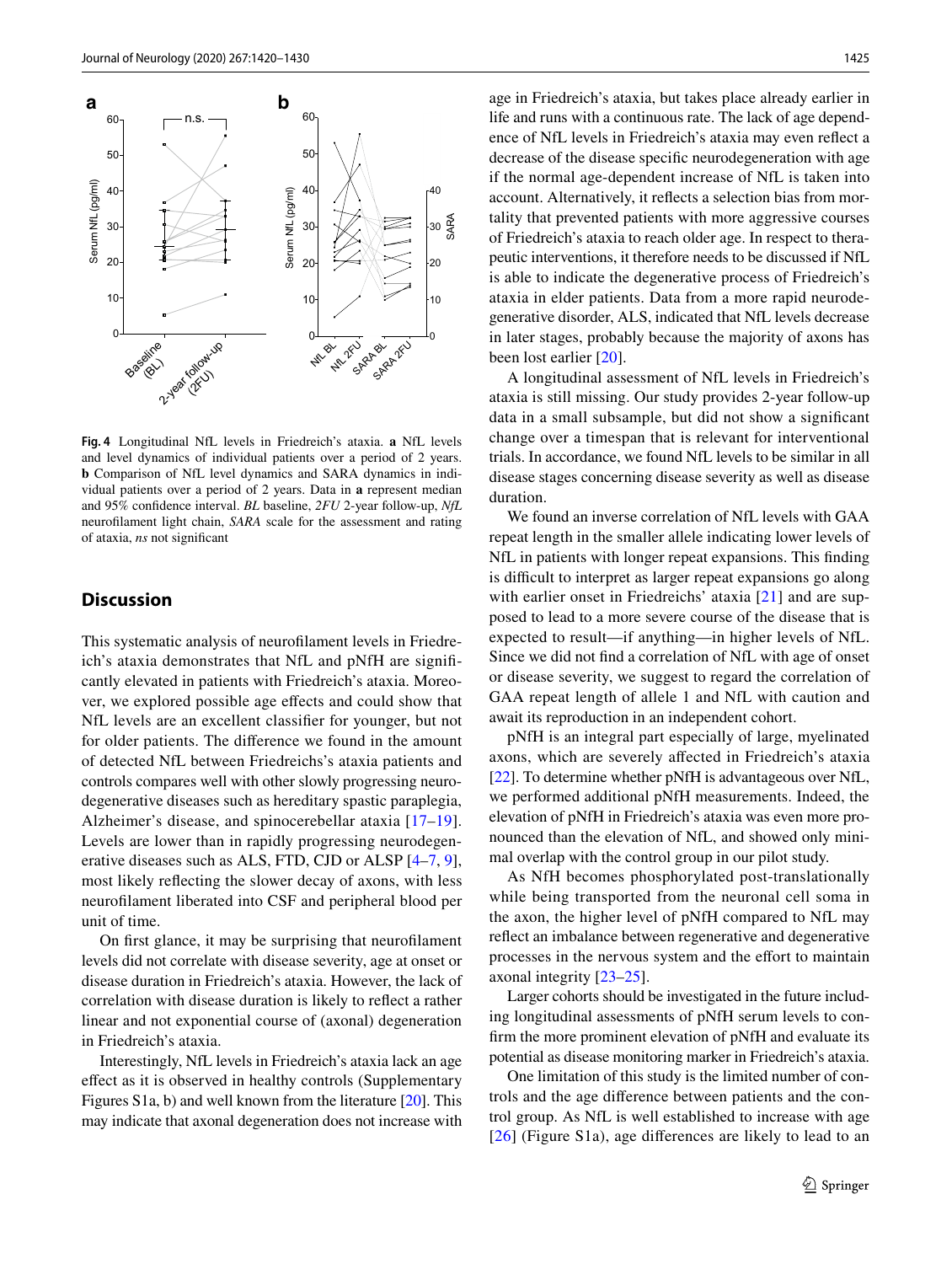Fig. 4 Longitudinal NfL levels in Friedreich's ataxia. **a** NfL levels and level dynamics of individual patients over a period of 2 years. **b** Comparison of NfL level dynamics and SARA dynamics in individual patients over a period of 2 years. Data in **a** represent median and 95% confidence interval. *BL* baseline, *2FU* 2-year follow-up, *NfL* neurofilament light chain, *SARA* scale for the assessment and rating of ataxia, *ns* not significant

## Discussion

This systematic analysis of neurofilament levels in Friedreich's ataxia demonstrates that NfL and pNfH are significantly elevated in patients with Friedreich's ataxia. Moreover, we explored possible age effects and could show that NfL levels are an excellent classifier for younger, but not for older patients. The difference we found in the amount of detected NfL between Friedreichs's ataxia patients and controls compares well with other slowly progressing neurodegenerative diseases such as hereditary spastic paraplegia, Alzheimer's disease, and spinocerebellar ataxia [17–19]. Levels are lower than in rapidly progressing neurodegenerative diseases such as ALS, FTD, CJD or ALSP [4–7, 9], most likely reflecting the slower decay of axons, with less neurofilament liberated into CSF and peripheral blood per unit of time.

On first glance, it may be surprising that neurofilament levels did not correlate with disease severity, age at onset or disease duration in Friedreich's ataxia. However, the lack of correlation with disease duration is likely to reflect a rather linear and not exponential course of (axonal) degeneration in Friedreich's ataxia.

Interestingly, NfL levels in Friedreich's ataxia lack an age effect as it is observed in healthy controls (Supplementary Figures S1a, b) and well known from the literature [20]. This may indicate that axonal degeneration does not increase with age in Friedreich's ataxia, but takes place already earlier in life and runs with a continuous rate. The lack of age dependence of NfL levels in Friedreich's ataxia may even reflect a decrease of the disease specific neurodegeneration with age if the normal age-dependent increase of NfL is taken into account. Alternatively, it reflects a selection bias from mortality that prevented patients with more aggressive courses of Friedreich's ataxia to reach older age. In respect to therapeutic interventions, it therefore needs to be discussed if NfL is able to indicate the degenerative process of Friedreich's ataxia in elder patients. Data from a more rapid neurodegenerative disorder, ALS, indicated that NfL levels decrease in later stages, probably because the majority of axons has been lost earlier [20].

A longitudinal assessment of NfL levels in Friedreich's ataxia is still missing. Our study provides 2-year follow-up data in a small subsample, but did not show a significant change over a timespan that is relevant for interventional trials. In accordance, we found NfL levels to be similar in all disease stages concerning disease severity as well as disease duration.

We found an inverse correlation of NfL levels with GAA repeat length in the smaller allele indicating lower levels of NfL in patients with longer repeat expansions. This finding is difficult to interpret as larger repeat expansions go along with earlier onset in Friedreichs' ataxia [21] and are supposed to lead to a more severe course of the disease that is expected to result—if anything—in higher levels of NfL. Since we did not find a correlation of NfL with age of onset or disease severity, we suggest to regard the correlation of GAA repeat length of allele 1 and NfL with caution and await its reproduction in an independent cohort.

pNfH is an integral part especially of large, myelinated axons, which are severely affected in Friedreich's ataxia [22]. To determine whether pNfH is advantageous over NfL, we performed additional pNfH measurements. Indeed, the elevation of pNfH in Friedreich's ataxia was even more pronounced than the elevation of NfL, and showed only minimal overlap with the control group in our pilot study.

As NfH becomes phosphorylated post-translationally while being transported from the neuronal cell soma in the axon, the higher level of pNfH compared to NfL may reflect an imbalance between regenerative and degenerative processes in the nervous system and the effort to maintain axonal integrity [23–25].

Larger cohorts should be investigated in the future including longitudinal assessments of pNfH serum levels to confirm the more prominent elevation of pNfH and evaluate its potential as disease monitoring marker in Friedreich's ataxia.

One limitation of this study is the limited number of controls and the age difference between patients and the control group. As NfL is well established to increase with age [26] (Figure S1a), age differences are likely to lead to an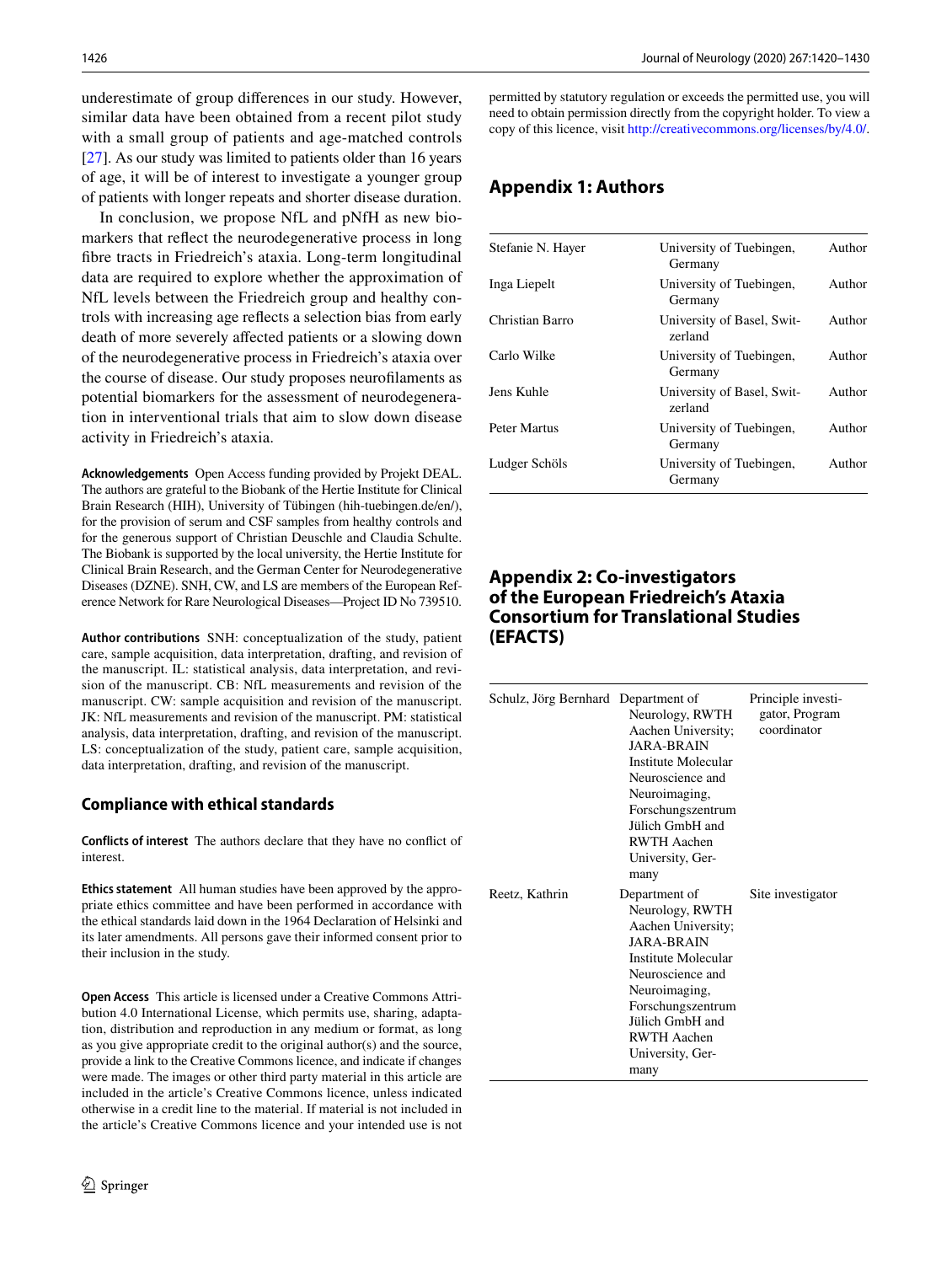underestimate of group differences in our study. However, similar data have been obtained from a recent pilot study with a small group of patients and age-matched controls [27]. As our study was limited to patients older than 16 years of age, it will be of interest to investigate a younger group of patients with longer repeats and shorter disease duration.

In conclusion, we propose NfL and pNfH as new biomarkers that reflect the neurodegenerative process in long fibre tracts in Friedreich's ataxia. Long-term longitudinal data are required to explore whether the approximation of NfL levels between the Friedreich group and healthy controls with increasing age reflects a selection bias from early death of more severely affected patients or a slowing down of the neurodegenerative process in Friedreich's ataxia over the course of disease. Our study proposes neurofilaments as potential biomarkers for the assessment of neurodegeneration in interventional trials that aim to slow down disease activity in Friedreich's ataxia.

**Acknowledgements** Open Access funding provided by Projekt DEAL. The authors are grateful to the Biobank of the Hertie Institute for Clinical Brain Research (HIH), University of Tübingen (hih-tuebingen.de/en/), for the provision of serum and CSF samples from healthy controls and for the generous support of Christian Deuschle and Claudia Schulte. The Biobank is supported by the local university, the Hertie Institute for Clinical Brain Research, and the German Center for Neurodegenerative Diseases (DZNE). SNH, CW, and LS are members of the European Reference Network for Rare Neurological Diseases—Project ID No 739510.

**Author contributions** SNH: conceptualization of the study, patient care, sample acquisition, data interpretation, drafting, and revision of the manuscript. IL: statistical analysis, data interpretation, and revision of the manuscript. CB: NfL measurements and revision of the manuscript. CW: sample acquisition and revision of the manuscript. JK: NfL measurements and revision of the manuscript. PM: statistical analysis, data interpretation, drafting, and revision of the manuscript. LS: conceptualization of the study, patient care, sample acquisition, data interpretation, drafting, and revision of the manuscript.

## Compliance with ethical standards

**Conflicts of interest** The authors declare that they have no conflict of interest.

**Ethics statement** All human studies have been approved by the appropriate ethics committee and have been performed in accordance with the ethical standards laid down in the 1964 Declaration of Helsinki and its later amendments. All persons gave their informed consent prior to their inclusion in the study.

**Open Access** This article is licensed under a Creative Commons Attribution 4.0 International License, which permits use, sharing, adaptation, distribution and reproduction in any medium or format, as long as you give appropriate credit to the original author(s) and the source, provide a link to the Creative Commons licence, and indicate if changes were made. The images or other third party material in this article are included in the article's Creative Commons licence, unless indicated otherwise in a credit line to the material. If material is not included in the article's Creative Commons licence and your intended use is not permitted by statutory regulation or exceeds the permitted use, you will need to obtain permission directly from the copyright holder. To view a copy of this licence, visit http://creativecommons.org/licenses/by/4.0/.

## Appendix 1: Authors

| | | |
|---|---|---|
| Stefanie N. Hayer | University of Tuebingen, Germany | Author |
| Inga Liepelt | University of Tuebingen, Germany | Author |
| Christian Barro | University of Basel, Switzerland | Author |
| Carlo Wilke | University of Tuebingen, Germany | Author |
| Jens Kuhle | University of Basel, Switzerland | Author |
| Peter Martus | University of Tuebingen, Germany | Author |
| Ludger Schöls | University of Tuebingen, Germany | Author |

## Appendix 2: Co-investigators of the European Friedreich's Ataxia Consortium for Translational Studies (EFACTS)

| | | |
|---|---|---|
| Schulz, Jörg Bernhard | Department of Neurology, RWTH Aachen University; JARA-BRAIN Institute Molecular Neuroscience and Neuroimaging, Forschungszentrum Jülich GmbH and RWTH Aachen University, Germany | Principle investigator, Program coordinator |
| Reetz, Kathrin | Department of Neurology, RWTH Aachen University; JARA-BRAIN Institute Molecular Neuroscience and Neuroimaging, Forschungszentrum Jülich GmbH and RWTH Aachen University, Germany | Site investigator |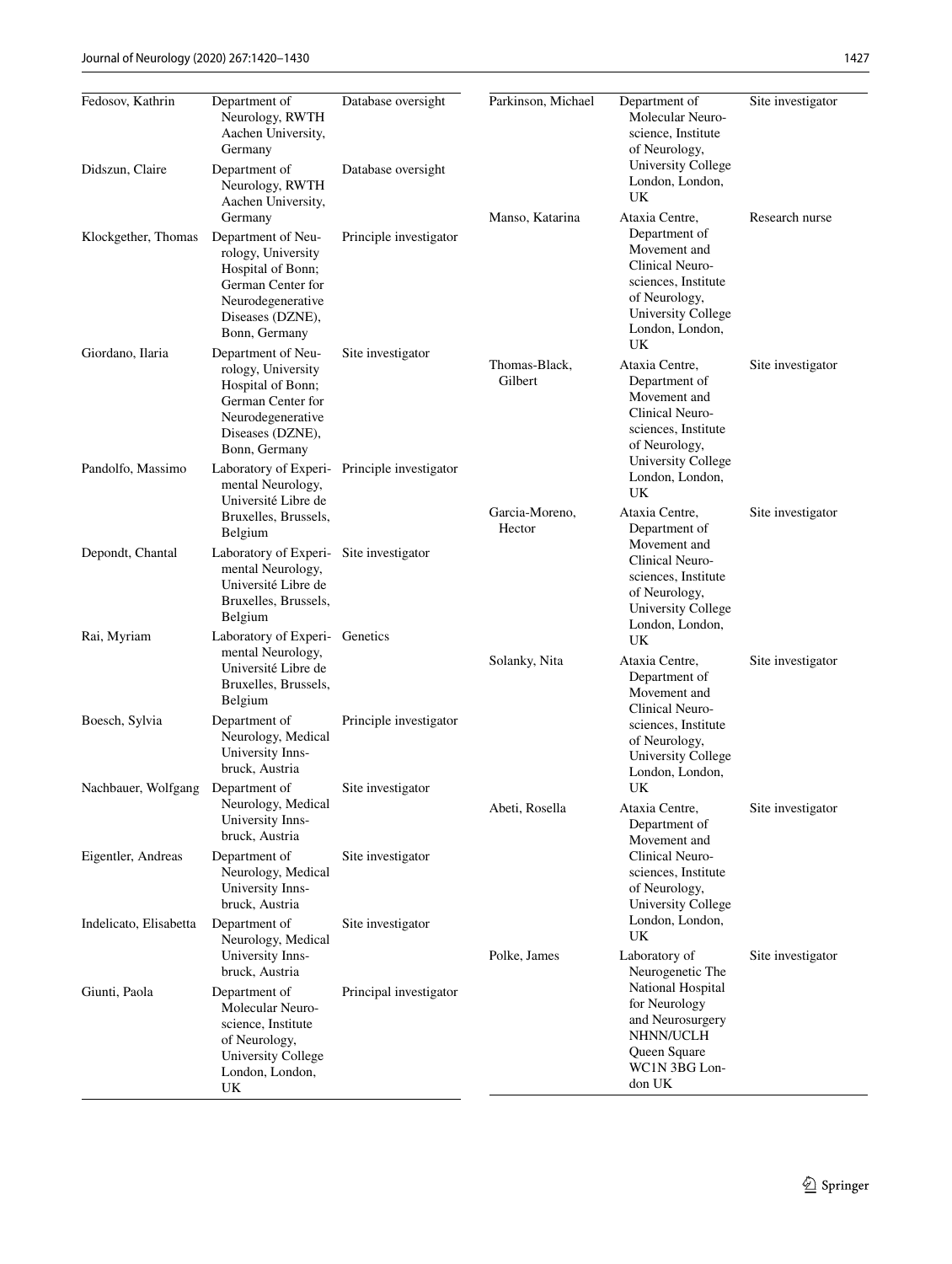| | | |
|---|---|---|
| Fedosov, Kathrin | Department of Neurology, RWTH Aachen University, Germany | Database oversight |
| Didszun, Claire | Department of Neurology, RWTH Aachen University, Germany | Database oversight |
| Klockgether, Thomas | Department of Neurology, University Hospital of Bonn; German Center for Neurodegenerative Diseases (DZNE), Bonn, Germany | Principle investigator |
| Giordano, Ilaria | Department of Neurology, University Hospital of Bonn; German Center for Neurodegenerative Diseases (DZNE), Bonn, Germany | Site investigator |
| Pandolfo, Massimo | Laboratory of Experimental Neurology, Université Libre de Bruxelles, Brussels, Belgium | Principle investigator |
| Depondt, Chantal | Laboratory of Experimental Neurology, Université Libre de Bruxelles, Brussels, Belgium | Site investigator |
| Rai, Myriam | Laboratory of Experimental Neurology, Université Libre de Bruxelles, Brussels, Belgium | Genetics |
| Boesch, Sylvia | Department of Neurology, Medical University Innsbruck, Austria | Principle investigator |
| Nachbauer, Wolfgang | Department of Neurology, Medical University Innsbruck, Austria | Site investigator |
| Eigentler, Andreas | Department of Neurology, Medical University Innsbruck, Austria | Site investigator |
| Indelicato, Elisabetta | Department of Neurology, Medical University Innsbruck, Austria | Site investigator |
| Giunti, Paola | Department of Molecular Neuroscience, Institute of Neurology, University College London, London, UK | Principal investigator |
| Parkinson, Michael | Department of Molecular Neuroscience, Institute of Neurology, University College London, London, UK | Site investigator |
| Manso, Katarina | Ataxia Centre, Department of Movement and Clinical Neurosciences, Institute of Neurology, University College London, London, UK | Research nurse |
| Thomas-Black, Gilbert | Ataxia Centre, Department of Movement and Clinical Neurosciences, Institute of Neurology, University College London, London, UK | Site investigator |
| Garcia-Moreno, Hector | Ataxia Centre, Department of Movement and Clinical Neurosciences, Institute of Neurology, University College London, London, UK | Site investigator |
| Solanky, Nita | Ataxia Centre, Department of Movement and Clinical Neurosciences, Institute of Neurology, University College London, London, UK | Site investigator |
| Abeti, Rosella | Ataxia Centre, Department of Movement and Clinical Neurosciences, Institute of Neurology, University College London, London, UK | Site investigator |
| Polke, James | Laboratory of Neurogenetic The National Hospital for Neurology and Neurosurgery NHNN/UCLH Queen Square WC1N 3BG London UK | Site investigator |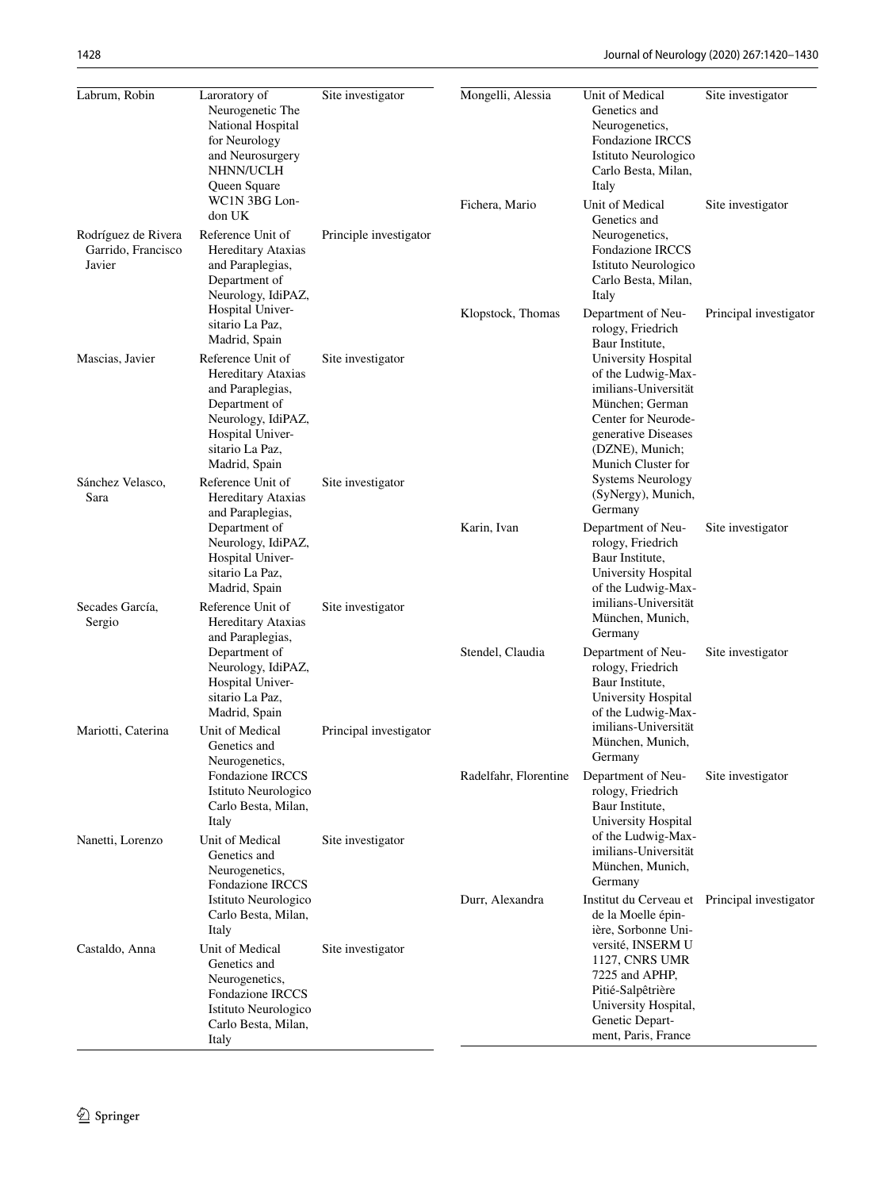| | | |
|---|---|---|
| Labrum, Robin | Laroratory of Neurogenetic The National Hospital for Neurology and Neurosurgery NHNN/UCLH Queen Square WC1N 3BG London UK | Site investigator |
| Rodríguez de Rivera Garrido, Francisco Javier | Reference Unit of Hereditary Ataxias and Paraplegias, Department of Neurology, IdiPAZ, Hospital Universitario La Paz, Madrid, Spain | Principle investigator |
| Mascias, Javier | Reference Unit of Hereditary Ataxias and Paraplegias, Department of Neurology, IdiPAZ, Hospital Universitario La Paz, Madrid, Spain | Site investigator |
| Sánchez Velasco, Sara | Reference Unit of Hereditary Ataxias and Paraplegias, Department of Neurology, IdiPAZ, Hospital Universitario La Paz, Madrid, Spain | Site investigator |
| Secades García, Sergio | Reference Unit of Hereditary Ataxias and Paraplegias, Department of Neurology, IdiPAZ, Hospital Universitario La Paz, Madrid, Spain | Site investigator |
| Mariotti, Caterina | Unit of Medical Genetics and Neurogenetics, Fondazione IRCCS Istituto Neurologico Carlo Besta, Milan, Italy | Principal investigator |
| Nanetti, Lorenzo | Unit of Medical Genetics and Neurogenetics, Fondazione IRCCS Istituto Neurologico Carlo Besta, Milan, Italy | Site investigator |
| Castaldo, Anna | Unit of Medical Genetics and Neurogenetics, Fondazione IRCCS Istituto Neurologico Carlo Besta, Milan, Italy | Site investigator |
| Mongelli, Alessia | Unit of Medical Genetics and Neurogenetics, Fondazione IRCCS Istituto Neurologico Carlo Besta, Milan, Italy | Site investigator |
| Fichera, Mario | Unit of Medical Genetics and Neurogenetics, Fondazione IRCCS Istituto Neurologico Carlo Besta, Milan, Italy | Site investigator |
| Klopstock, Thomas | Department of Neurology, Friedrich Baur Institute, University Hospital of the Ludwig-Maximilians-Universität München; German Center for Neurodegenerative Diseases (DZNE), Munich; Munich Cluster for Systems Neurology (SyNergy), Munich, Germany | Principal investigator |
| Karin, Ivan | Department of Neurology, Friedrich Baur Institute, University Hospital of the Ludwig-Maximilians-Universität München, Munich, Germany | Site investigator |
| Stendel, Claudia | Department of Neurology, Friedrich Baur Institute, University Hospital of the Ludwig-Maximilians-Universität München, Munich, Germany | Site investigator |
| Radelfahr, Florentine | Department of Neurology, Friedrich Baur Institute, University Hospital of the Ludwig-Maximilians-Universität München, Munich, Germany | Site investigator |
| Durr, Alexandra | Institut du Cerveau et de la Moelle épinière, Sorbonne Université, INSERM U 1127, CNRS UMR 7225 and APHP, Pitié-Salpêtrière University Hospital, Genetic Department, Paris, France | Principal investigator |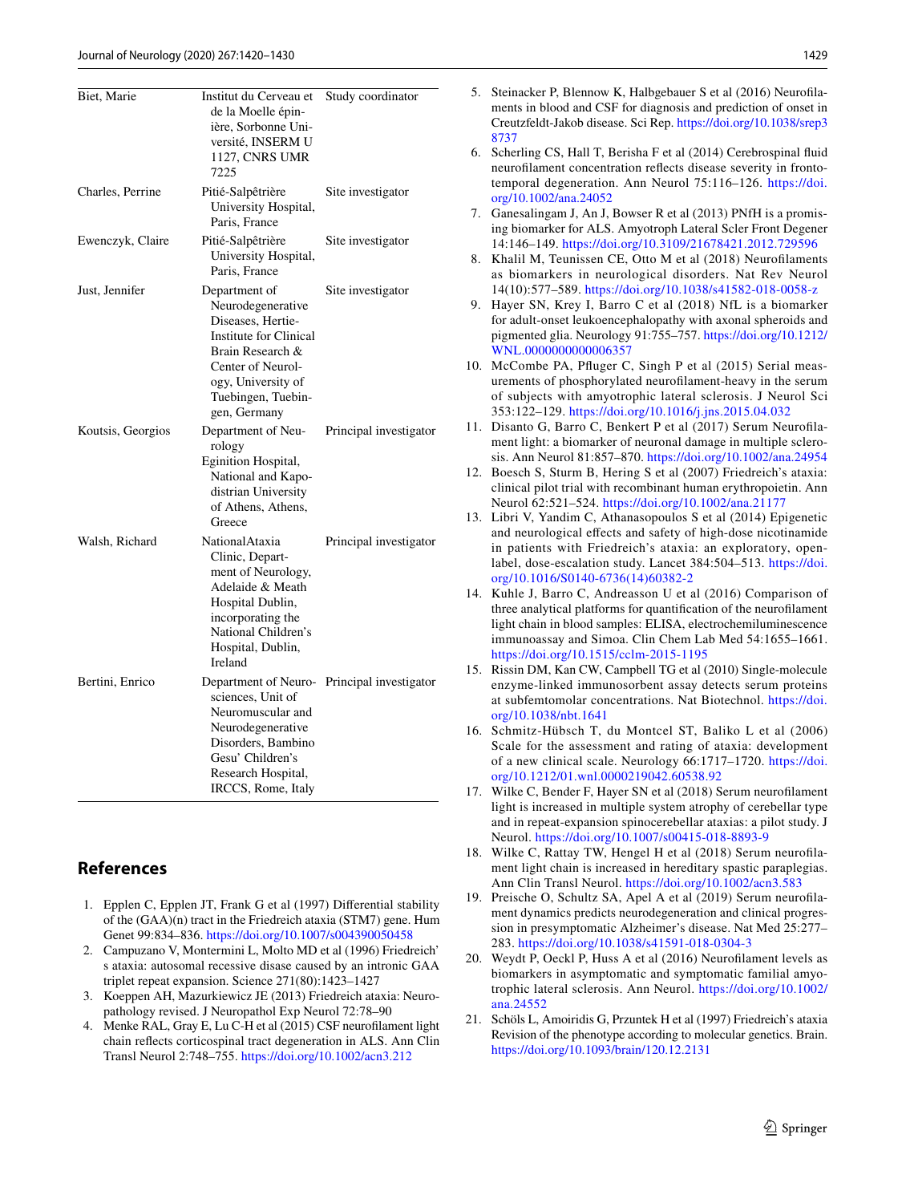| | | |
|---|---|---|
| Biet, Marie | Institut du Cerveau et de la Moelle épinière, Sorbonne Université, INSERM U 1127, CNRS UMR 7225 | Study coordinator |
| Charles, Perrine | Pitié-Salpêtrière University Hospital, Paris, France | Site investigator |
| Ewenczyk, Claire | Pitié-Salpêtrière University Hospital, Paris, France | Site investigator |
| Just, Jennifer | Department of Neurodegenerative Diseases, Hertie-Institute for Clinical Brain Research & Center of Neurology, University of Tuebingen, Tuebingen, Germany | Site investigator |
| Koutsis, Georgios | Department of Neurology Eginition Hospital, National and Kapodistrian University of Athens, Athens, Greece | Principal investigator |
| Walsh, Richard | NationalAtaxia Clinic, Department of Neurology, Adelaide & Meath Hospital Dublin, incorporating the National Children's Hospital, Dublin, Ireland | Principal investigator |
| Bertini, Enrico | Department of Neurosciences, Unit of Neuromuscular and Neurodegenerative Disorders, Bambino Gesu' Children's Research Hospital, IRCCS, Rome, Italy | Principal investigator |

## References

1. Epplen C, Epplen JT, Frank G et al (1997) Differential stability of the (GAA)(n) tract in the Friedreich ataxia (STM7) gene. Hum Genet 99:834–836. https://doi.org/10.1007/s004390050458
2. Campuzano V, Montermini L, Molto MD et al (1996) Friedreich' s ataxia: autosomal recessive disease caused by an intronic GAA triplet repeat expansion. Science 271(80):1423–1427
3. Koeppen AH, Mazurkiewicz JE (2013) Friedreich ataxia: Neuropathology revised. J Neuropathol Exp Neurol 72:78–90
4. Menke RAL, Gray E, Lu C-H et al (2015) CSF neurofilament light chain reflects corticospinal tract degeneration in ALS. Ann Clin Transl Neurol 2:748–755. https://doi.org/10.1002/acn3.212
5. Steinacker P, Blennow K, Halbgebauer S et al (2016) Neurofilaments in blood and CSF for diagnosis and prediction of onset in Creutzfeldt-Jakob disease. Sci Rep. https://doi.org/10.1038/srep38737
6. Scherling CS, Hall T, Berisha F et al (2014) Cerebrospinal fluid neurofilament concentration reflects disease severity in frontotemporal degeneration. Ann Neurol 75:116–126. https://doi.org/10.1002/ana.24052
7. Ganesalingam J, An J, Bowser R et al (2013) PNfH is a promising biomarker for ALS. Amyotroph Lateral Scler Front Degener 14:146–149. https://doi.org/10.3109/21678421.2012.729596
8. Khalil M, Teunissen CE, Otto M et al (2018) Neurofilaments as biomarkers in neurological disorders. Nat Rev Neurol 14(10):577–589. https://doi.org/10.1038/s41582-018-0058-z
9. Hayer SN, Krey I, Barro C et al (2018) NfL is a biomarker for adult-onset leukoencephalopathy with axonal spheroids and pigmented glia. Neurology 91:755–757. https://doi.org/10.1212/WNL.0000000000006357
10. McCombe PA, Pfluger C, Singh P et al (2015) Serial measurements of phosphorylated neurofilament-heavy in the serum of subjects with amyotrophic lateral sclerosis. J Neurol Sci 353:122–129. https://doi.org/10.1016/j.jns.2015.04.032
11. Disanto G, Barro C, Benkert P et al (2017) Serum Neurofilament light: a biomarker of neuronal damage in multiple sclerosis. Ann Neurol 81:857–870. https://doi.org/10.1002/ana.24954
12. Boesch S, Sturm B, Hering S et al (2007) Friedreich's ataxia: clinical pilot trial with recombinant human erythropoietin. Ann Neurol 62:521–524. https://doi.org/10.1002/ana.21177
13. Libri V, Yandim C, Athanasopoulos S et al (2014) Epigenetic and neurological effects and safety of high-dose nicotinamide in patients with Friedreich's ataxia: an exploratory, open-label, dose-escalation study. Lancet 384:504–513. https://doi.org/10.1016/S0140-6736(14)60382-2
14. Kuhle J, Barro C, Andreasson U et al (2016) Comparison of three analytical platforms for quantification of the neurofilament light chain in blood samples: ELISA, electrochemiluminescence immunoassay and Simoa. Clin Chem Lab Med 54:1655–1661. https://doi.org/10.1515/cclm-2015-1195
15. Rissin DM, Kan CW, Campbell TG et al (2010) Single-molecule enzyme-linked immunosorbent assay detects serum proteins at subfemtomolar concentrations. Nat Biotechnol. https://doi.org/10.1038/nbt.1641
16. Schmitz-Hübsch T, du Montcel ST, Baliko L et al (2006) Scale for the assessment and rating of ataxia: development of a new clinical scale. Neurology 66:1717–1720. https://doi.org/10.1212/01.wnl.0000219042.60538.92
17. Wilke C, Bender F, Hayer SN et al (2018) Serum neurofilament light is increased in multiple system atrophy of cerebellar type and in repeat-expansion spinocerebellar ataxias: a pilot study. J Neurol. https://doi.org/10.1007/s00415-018-8893-9
18. Wilke C, Rattay TW, Hengel H et al (2018) Serum neurofilament light chain is increased in hereditary spastic paraplegias. Ann Clin Transl Neurol. https://doi.org/10.1002/acn3.583
19. Preische O, Schultz SA, Apel A et al (2019) Serum neurofilament dynamics predicts neurodegeneration and clinical progression in presymptomatic Alzheimer's disease. Nat Med 25:277–283. https://doi.org/10.1038/s41591-018-0304-3
20. Weydt P, Oeckl P, Huss A et al (2016) Neurofilament levels as biomarkers in asymptomatic and symptomatic familial amyotrophic lateral sclerosis. Ann Neurol. https://doi.org/10.1002/ana.24552
21. Schöls L, Amoiridis G, Przuntek H et al (1997) Friedreich's ataxia Revision of the phenotype according to molecular genetics. Brain. https://doi.org/10.1093/brain/120.12.2131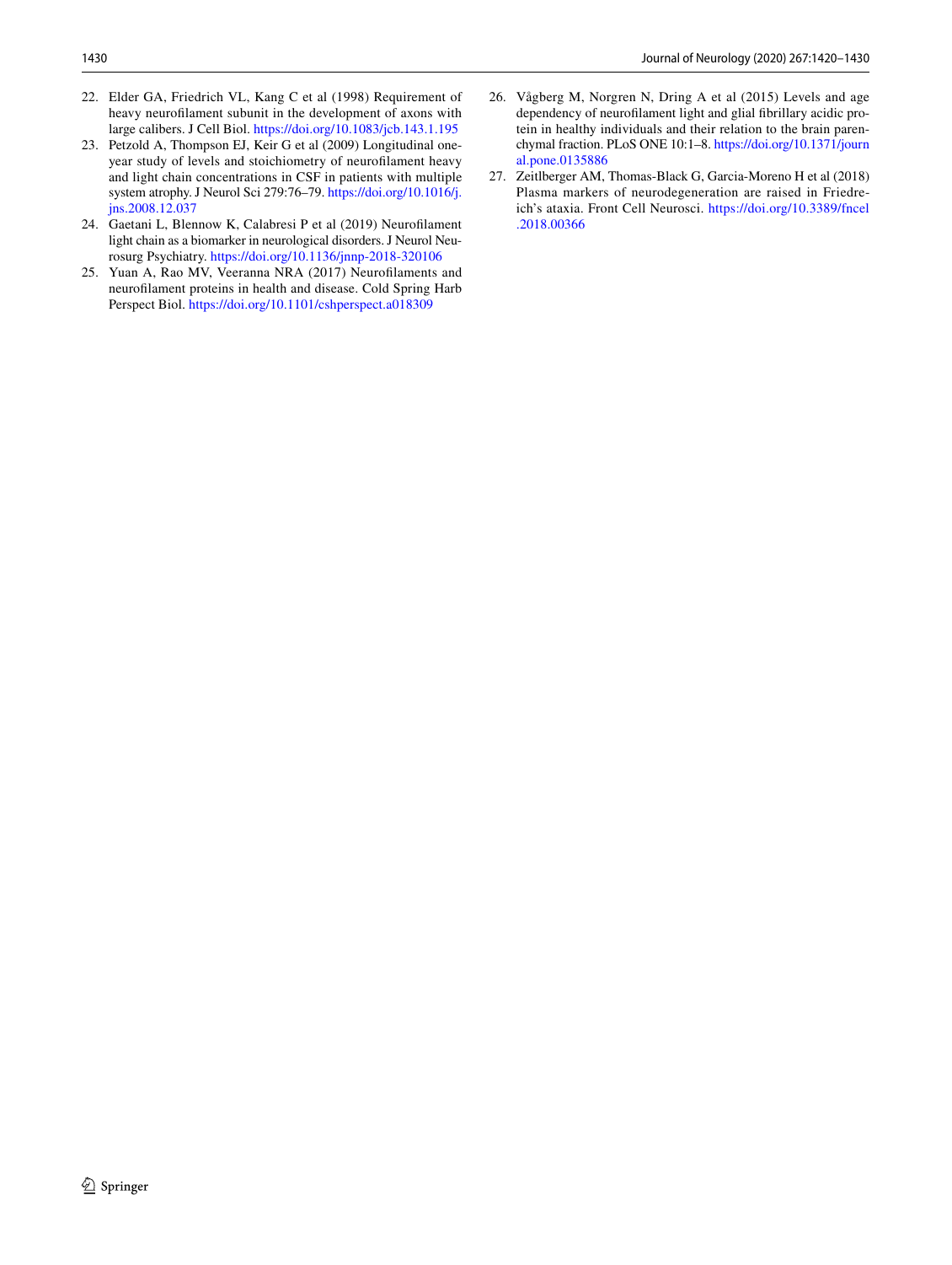22. Elder GA, Friedrich VL, Kang C et al (1998) Requirement of heavy neurofilament subunit in the development of axons with large calibers. J Cell Biol. https://doi.org/10.1083/jcb.143.1.195
23. Petzold A, Thompson EJ, Keir G et al (2009) Longitudinal one-year study of levels and stoichiometry of neurofilament heavy and light chain concentrations in CSF in patients with multiple system atrophy. J Neurol Sci 279:76–79. https://doi.org/10.1016/j.jns.2008.12.037
24. Gaetani L, Blennow K, Calabresi P et al (2019) Neurofilament light chain as a biomarker in neurological disorders. J Neurol Neurosurg Psychiatry. https://doi.org/10.1136/jnnp-2018-320106
25. Yuan A, Rao MV, Veeranna NRA (2017) Neurofilaments and neurofilament proteins in health and disease. Cold Spring Harb Perspect Biol. https://doi.org/10.1101/cshperspect.a018309
26. Vågberg M, Norgren N, Dring A et al (2015) Levels and age dependency of neurofilament light and glial fibrillary acidic protein in healthy individuals and their relation to the brain parenchymal fraction. PLoS ONE 10:1–8. https://doi.org/10.1371/journal.pone.0135886
27. Zeitlberger AM, Thomas-Black G, Garcia-Moreno H et al (2018) Plasma markers of neurodegeneration are raised in Friedreich's ataxia. Front Cell Neurosci. https://doi.org/10.3389/fncel.2018.00366